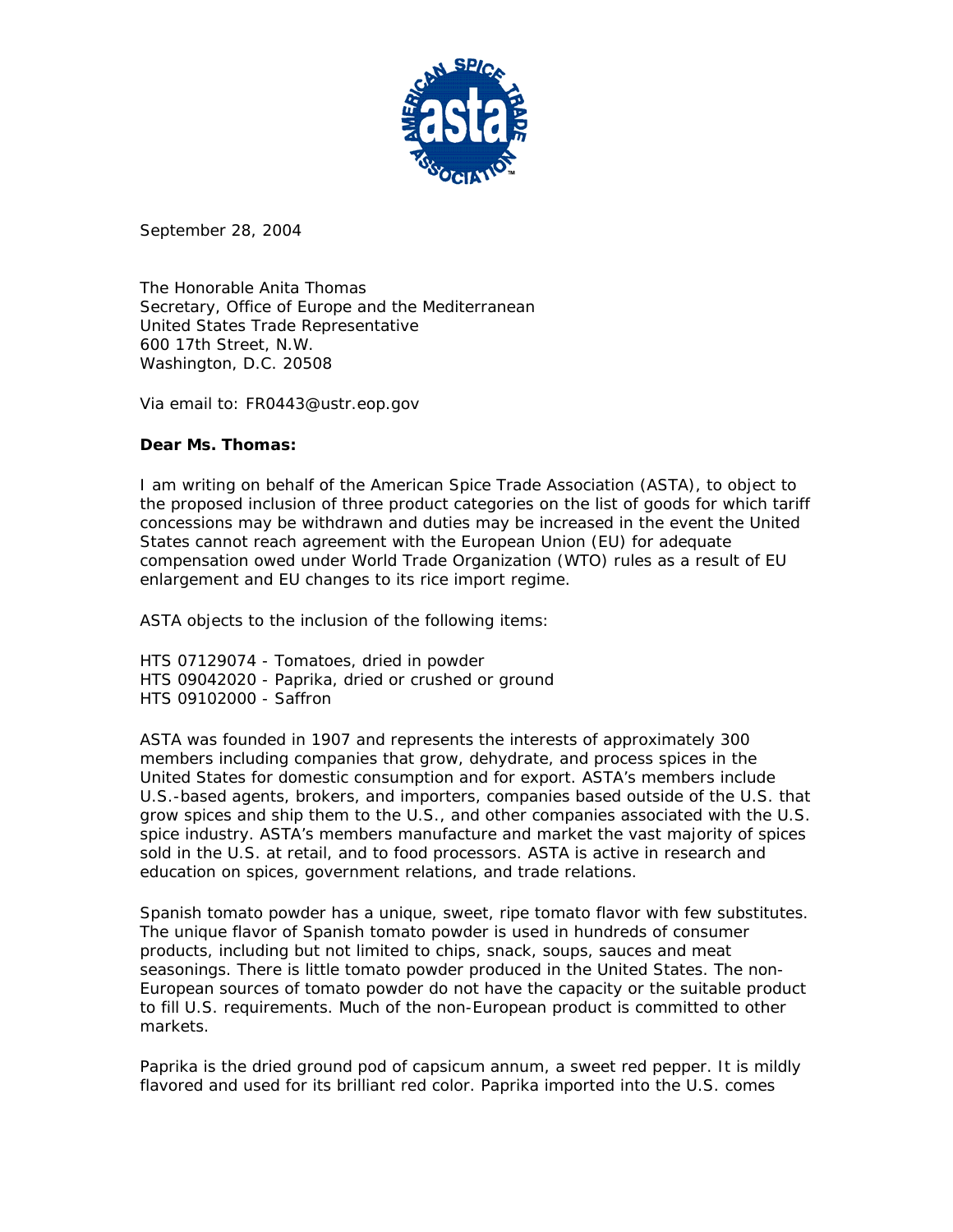September 28, 2004

The Honorable Anita Thomas
Secretary, Office of Europe and the Mediterranean
United States Trade Representative
600 17th Street, N.W.
Washington, D.C. 20508

Via email to: FR0443@ustr.eop.gov

**Dear Ms. Thomas:**

I am writing on behalf of the American Spice Trade Association (ASTA), to object to the proposed inclusion of three product categories on the list of goods for which tariff concessions may be withdrawn and duties may be increased in the event the United States cannot reach agreement with the European Union (EU) for adequate compensation owed under World Trade Organization (WTO) rules as a result of EU enlargement and EU changes to its rice import regime.

ASTA objects to the inclusion of the following items:

HTS 07129074 - Tomatoes, dried in powder
HTS 09042020 - Paprika, dried or crushed or ground
HTS 09102000 - Saffron

ASTA was founded in 1907 and represents the interests of approximately 300 members including companies that grow, dehydrate, and process spices in the United States for domestic consumption and for export. ASTA's members include U.S.-based agents, brokers, and importers, companies based outside of the U.S. that grow spices and ship them to the U.S., and other companies associated with the U.S. spice industry. ASTA's members manufacture and market the vast majority of spices sold in the U.S. at retail, and to food processors. ASTA is active in research and education on spices, government relations, and trade relations.

Spanish tomato powder has a unique, sweet, ripe tomato flavor with few substitutes. The unique flavor of Spanish tomato powder is used in hundreds of consumer products, including but not limited to chips, snack, soups, sauces and meat seasonings. There is little tomato powder produced in the United States. The non-European sources of tomato powder do not have the capacity or the suitable product to fill U.S. requirements. Much of the non-European product is committed to other markets.

Paprika is the dried ground pod of capsicum annum, a sweet red pepper. It is mildly flavored and used for its brilliant red color. Paprika imported into the U.S. comes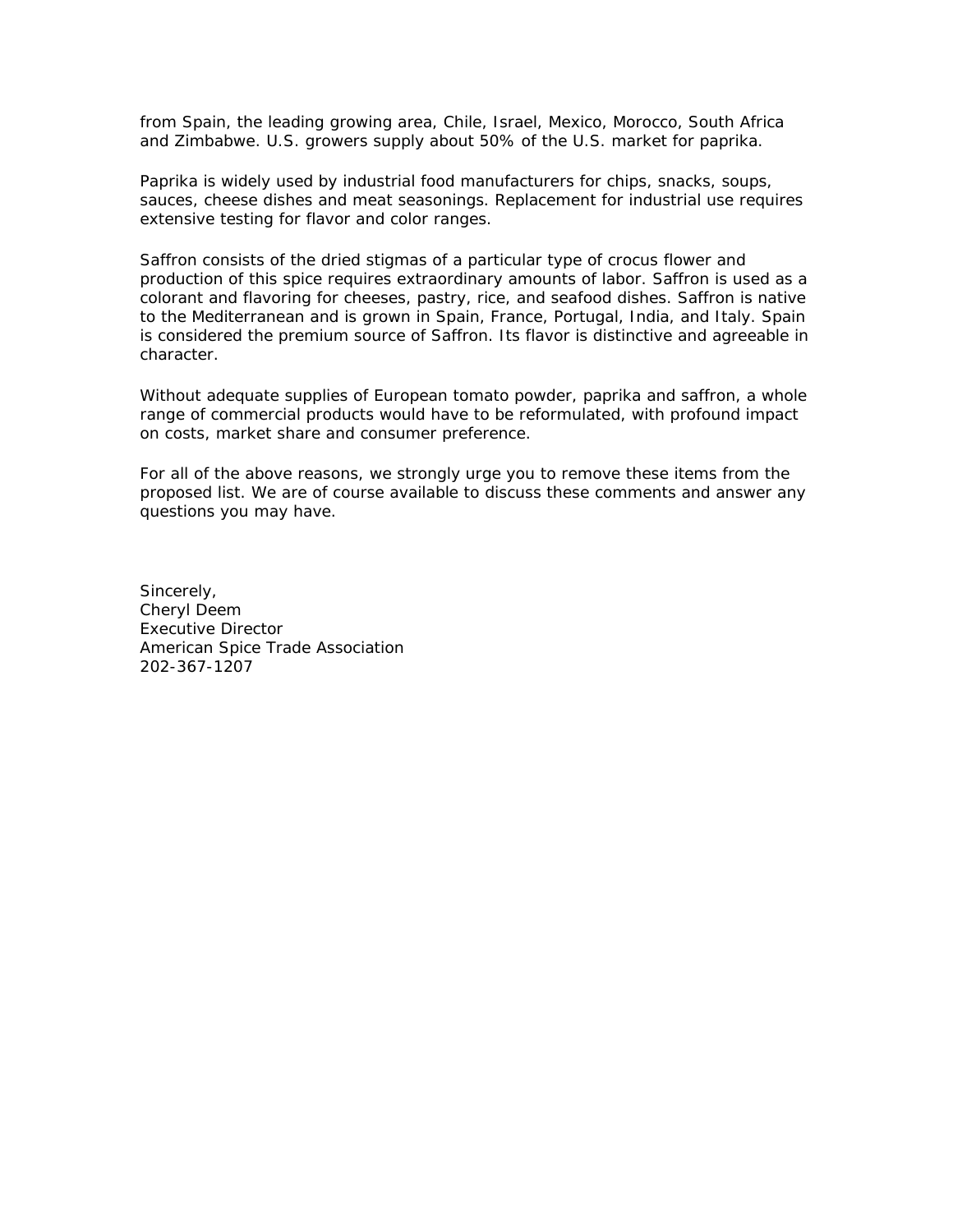from Spain, the leading growing area, Chile, Israel, Mexico, Morocco, South Africa and Zimbabwe. U.S. growers supply about 50% of the U.S. market for paprika.

Paprika is widely used by industrial food manufacturers for chips, snacks, soups, sauces, cheese dishes and meat seasonings. Replacement for industrial use requires extensive testing for flavor and color ranges.

Saffron consists of the dried stigmas of a particular type of crocus flower and production of this spice requires extraordinary amounts of labor. Saffron is used as a colorant and flavoring for cheeses, pastry, rice, and seafood dishes. Saffron is native to the Mediterranean and is grown in Spain, France, Portugal, India, and Italy. Spain is considered the premium source of Saffron. Its flavor is distinctive and agreeable in character.

Without adequate supplies of European tomato powder, paprika and saffron, a whole range of commercial products would have to be reformulated, with profound impact on costs, market share and consumer preference.

For all of the above reasons, we strongly urge you to remove these items from the proposed list. We are of course available to discuss these comments and answer any questions you may have.

Sincerely,
Cheryl Deem
Executive Director
American Spice Trade Association
202-367-1207